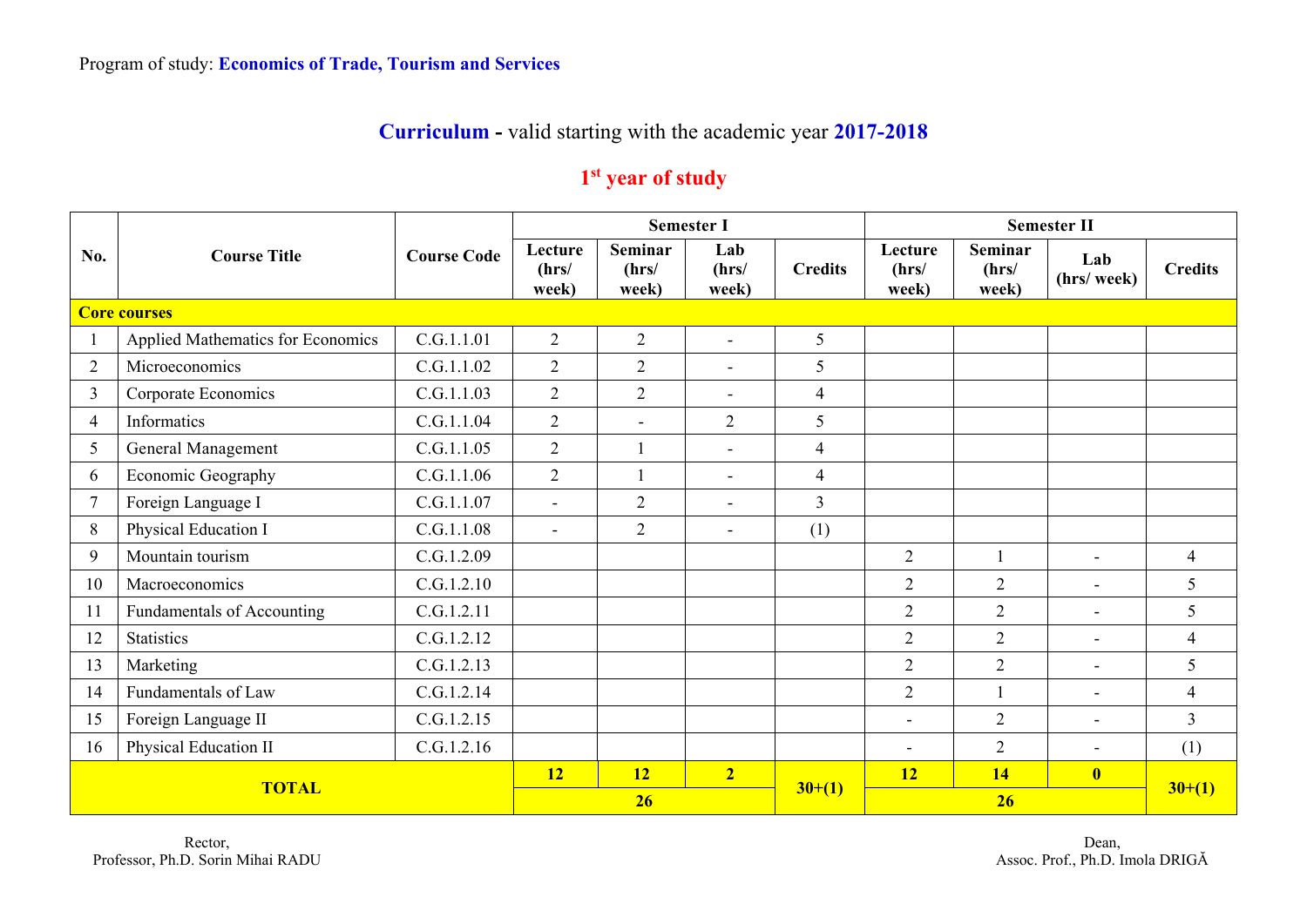Program of study: **Economics of Trade, Tourism and Services**

## **Curriculum** - valid starting with the academic year **2017-2018**

### 1st year of study

| No. | Course Title | Course Code | Semester I | | | | Semester II | | | |
|---|---|---|---|---|---|---|---|---|---|---|
| | | | Lecture (hrs/ week) | Seminar (hrs/ week) | Lab (hrs/ week) | Credits | Lecture (hrs/ week) | Seminar (hrs/ week) | Lab (hrs/ week) | Credits |
| **Core courses** | | | | | | | | | | |
| 1 | Applied Mathematics for Economics | C.G.1.1.01 | 2 | 2 | - | 5 | | | | |
| 2 | Microeconomics | C.G.1.1.02 | 2 | 2 | - | 5 | | | | |
| 3 | Corporate Economics | C.G.1.1.03 | 2 | 2 | - | 4 | | | | |
| 4 | Informatics | C.G.1.1.04 | 2 | - | 2 | 5 | | | | |
| 5 | General Management | C.G.1.1.05 | 2 | 1 | - | 4 | | | | |
| 6 | Economic Geography | C.G.1.1.06 | 2 | 1 | - | 4 | | | | |
| 7 | Foreign Language I | C.G.1.1.07 | - | 2 | - | 3 | | | | |
| 8 | Physical Education I | C.G.1.1.08 | - | 2 | - | (1) | | | | |
| 9 | Mountain tourism | C.G.1.2.09 | | | | | 2 | 1 | - | 4 |
| 10 | Macroeconomics | C.G.1.2.10 | | | | | 2 | 2 | - | 5 |
| 11 | Fundamentals of Accounting | C.G.1.2.11 | | | | | 2 | 2 | - | 5 |
| 12 | Statistics | C.G.1.2.12 | | | | | 2 | 2 | - | 4 |
| 13 | Marketing | C.G.1.2.13 | | | | | 2 | 2 | - | 5 |
| 14 | Fundamentals of Law | C.G.1.2.14 | | | | | 2 | 1 | - | 4 |
| 15 | Foreign Language II | C.G.1.2.15 | | | | | - | 2 | - | 3 |
| 16 | Physical Education II | C.G.1.2.16 | | | | | - | 2 | - | (1) |
| **TOTAL** | | | **12** | **12** | **2** | **30+(1)** | **12** | **14** | **0** | **30+(1)** |
| | | | **26** | | | | **26** | | | |

Rector,
Professor, Ph.D. Sorin Mihai RADU

Dean,
Assoc. Prof., Ph.D. Imola DRIGĂ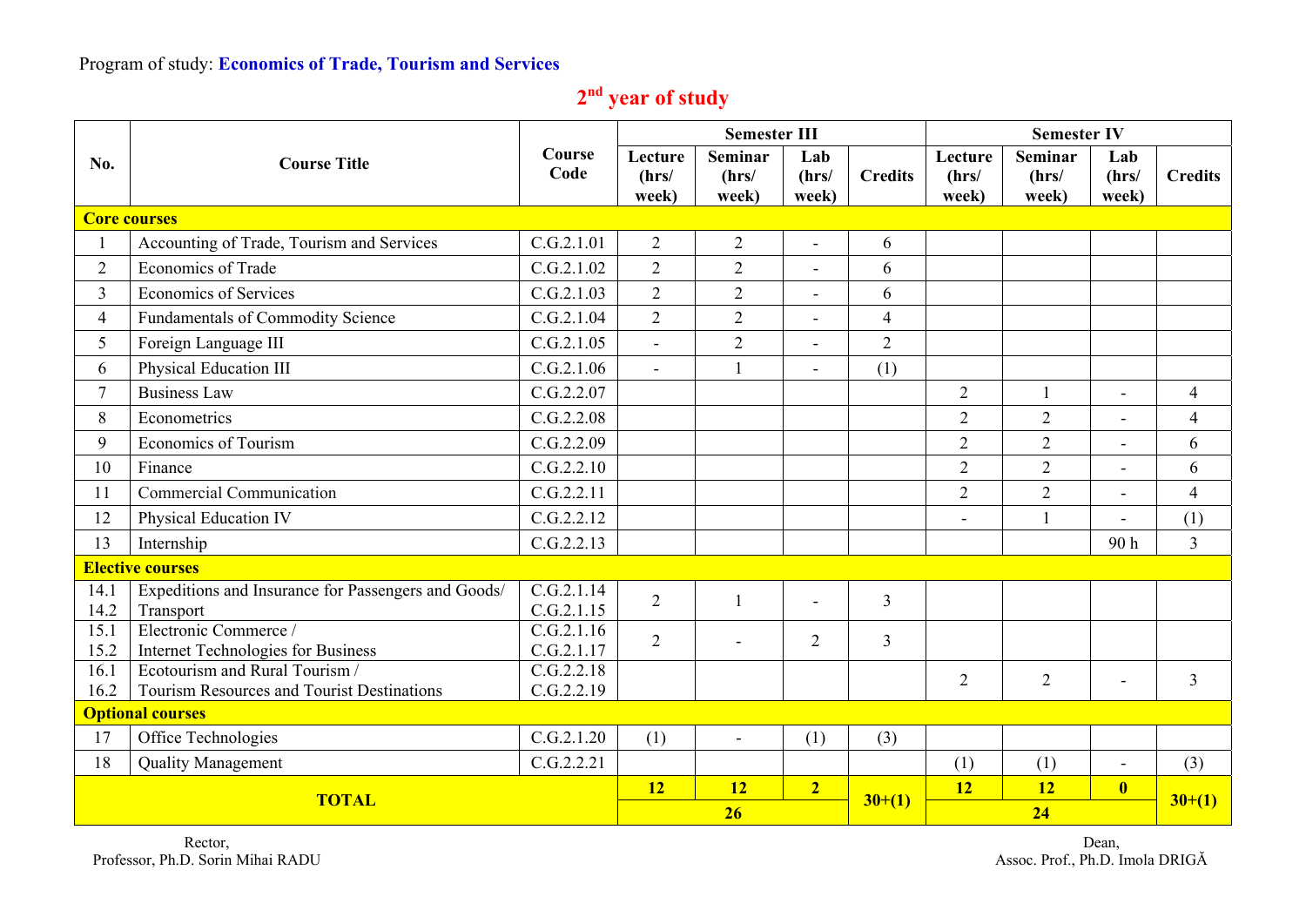Program of study: **Economics of Trade, Tourism and Services**

## 2nd year of study

| No. | Course Title | Course Code | Semester III | | | | Semester IV | | | |
|---|---|---|---|---|---|---|---|---|---|---|
| | | | Lecture (hrs/ week) | Seminar (hrs/ week) | Lab (hrs/ week) | Credits | Lecture (hrs/ week) | Seminar (hrs/ week) | Lab (hrs/ week) | Credits |
| **Core courses** | | | | | | | | | | |
| 1 | Accounting of Trade, Tourism and Services | C.G.2.1.01 | 2 | 2 | - | 6 | | | | |
| 2 | Economics of Trade | C.G.2.1.02 | 2 | 2 | - | 6 | | | | |
| 3 | Economics of Services | C.G.2.1.03 | 2 | 2 | - | 6 | | | | |
| 4 | Fundamentals of Commodity Science | C.G.2.1.04 | 2 | 2 | - | 4 | | | | |
| 5 | Foreign Language III | C.G.2.1.05 | - | 2 | - | 2 | | | | |
| 6 | Physical Education III | C.G.2.1.06 | - | 1 | - | (1) | | | | |
| 7 | Business Law | C.G.2.2.07 | | | | | 2 | 1 | - | 4 |
| 8 | Econometrics | C.G.2.2.08 | | | | | 2 | 2 | - | 4 |
| 9 | Economics of Tourism | C.G.2.2.09 | | | | | 2 | 2 | - | 6 |
| 10 | Finance | C.G.2.2.10 | | | | | 2 | 2 | - | 6 |
| 11 | Commercial Communication | C.G.2.2.11 | | | | | 2 | 2 | - | 4 |
| 12 | Physical Education IV | C.G.2.2.12 | | | | | - | 1 | - | (1) |
| 13 | Internship | C.G.2.2.13 | | | | | | | 90 h | 3 |
| **Elective courses** | | | | | | | | | | |
| 14.1<br>14.2 | Expeditions and Insurance for Passengers and Goods/<br>Transport | C.G.2.1.14<br>C.G.2.1.15 | 2 | 1 | - | 3 | | | | |
| 15.1<br>15.2 | Electronic Commerce /<br>Internet Technologies for Business | C.G.2.1.16<br>C.G.2.1.17 | 2 | - | 2 | 3 | | | | |
| 16.1<br>16.2 | Ecotourism and Rural Tourism /<br>Tourism Resources and Tourist Destinations | C.G.2.2.18<br>C.G.2.2.19 | | | | | 2 | 2 | - | 3 |
| **Optional courses** | | | | | | | | | | |
| 17 | Office Technologies | C.G.2.1.20 | (1) | - | (1) | (3) | | | | |
| 18 | Quality Management | C.G.2.2.21 | | | | | (1) | (1) | - | (3) |
| **TOTAL** | | | **12** | **12** | **2** | **30+(1)** | **12** | **12** | **0** | **30+(1)** |
| | | | **26** | | | | **24** | | | |

Rector,
Professor, Ph.D. Sorin Mihai RADU

Dean,
Assoc. Prof., Ph.D. Imola DRIGĂ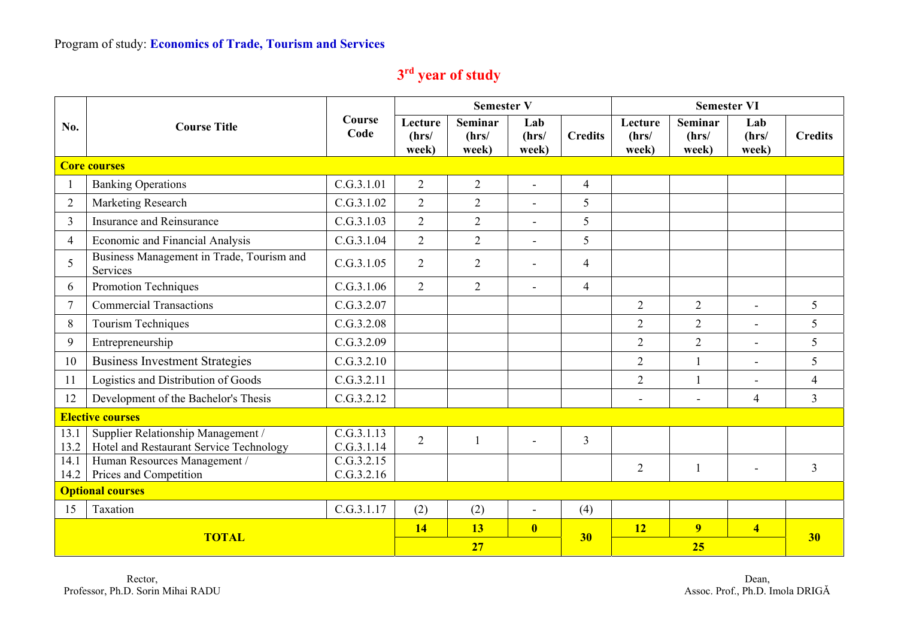Program of study: **Economics of Trade, Tourism and Services**

## 3rd year of study

| No. | Course Title | Course Code | Semester V | | | | Semester VI | | | |
|---|---|---|---|---|---|---|---|---|---|---|
| | | | Lecture (hrs/ week) | Seminar (hrs/ week) | Lab (hrs/ week) | Credits | Lecture (hrs/ week) | Seminar (hrs/ week) | Lab (hrs/ week) | Credits |
| **Core courses** | | | | | | | | | | |
| 1 | Banking Operations | C.G.3.1.01 | 2 | 2 | - | 4 | | | | |
| 2 | Marketing Research | C.G.3.1.02 | 2 | 2 | - | 5 | | | | |
| 3 | Insurance and Reinsurance | C.G.3.1.03 | 2 | 2 | - | 5 | | | | |
| 4 | Economic and Financial Analysis | C.G.3.1.04 | 2 | 2 | - | 5 | | | | |
| 5 | Business Management in Trade, Tourism and Services | C.G.3.1.05 | 2 | 2 | - | 4 | | | | |
| 6 | Promotion Techniques | C.G.3.1.06 | 2 | 2 | - | 4 | | | | |
| 7 | Commercial Transactions | C.G.3.2.07 | | | | | 2 | 2 | - | 5 |
| 8 | Tourism Techniques | C.G.3.2.08 | | | | | 2 | 2 | - | 5 |
| 9 | Entrepreneurship | C.G.3.2.09 | | | | | 2 | 2 | - | 5 |
| 10 | Business Investment Strategies | C.G.3.2.10 | | | | | 2 | 1 | - | 5 |
| 11 | Logistics and Distribution of Goods | C.G.3.2.11 | | | | | 2 | 1 | - | 4 |
| 12 | Development of the Bachelor's Thesis | C.G.3.2.12 | | | | | - | - | 4 | 3 |
| **Elective courses** | | | | | | | | | | |
| 13.1<br>13.2 | Supplier Relationship Management /<br>Hotel and Restaurant Service Technology | C.G.3.1.13<br>C.G.3.1.14 | 2 | 1 | - | 3 | | | | |
| 14.1<br>14.2 | Human Resources Management /<br>Prices and Competition | C.G.3.2.15<br>C.G.3.2.16 | | | | | 2 | 1 | - | 3 |
| **Optional courses** | | | | | | | | | | |
| 15 | Taxation | C.G.3.1.17 | (2) | (2) | - | (4) | | | | |
| **TOTAL** | | | **14** | **13** | **0** | **30** | **12** | **9** | **4** | **30** |
| | | | **27** | | | | **25** | | | |

Rector,
Professor, Ph.D. Sorin Mihai RADU

Dean,
Assoc. Prof., Ph.D. Imola DRIGĂ